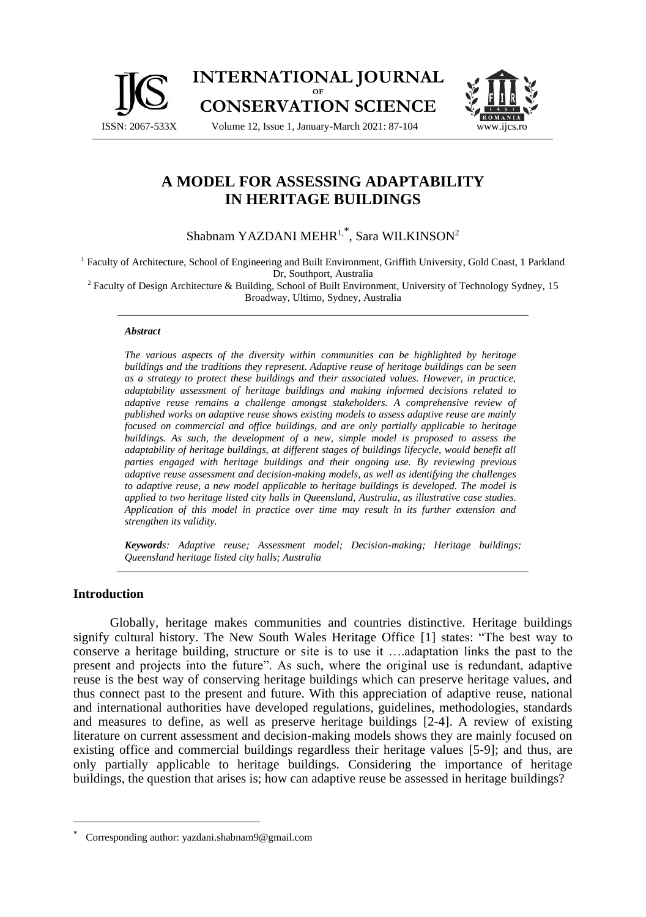# A MODEL FOR ASSESSING ADAPTABILITY IN HERITAGE BUILDINGS

Shabnam YAZDANI MEHR[1,*], Sara WILKINSON[2]

[1] Faculty of Architecture, School of Engineering and Built Environment, Griffith University, Gold Coast, 1 Parkland Dr, Southport, Australia

[2] Faculty of Design Architecture & Building, School of Built Environment, University of Technology Sydney, 15 Broadway, Ultimo, Sydney, Australia

### *Abstract*

***The various aspects of the diversity within communities can be highlighted by heritage buildings and the traditions they represent. Adaptive reuse of heritage buildings can be seen as a strategy to protect these buildings and their associated values. However, in practice, adaptability assessment of heritage buildings and making informed decisions related to adaptive reuse remains a challenge amongst stakeholders. A comprehensive review of published works on adaptive reuse shows existing models to assess adaptive reuse are mainly focused on commercial and office buildings, and are only partially applicable to heritage buildings. As such, the development of a new, simple model is proposed to assess the adaptability of heritage buildings, at different stages of buildings lifecycle, would benefit all parties engaged with heritage buildings and their ongoing use. By reviewing previous adaptive reuse assessment and decision-making models, as well as identifying the challenges to adaptive reuse, a new model applicable to heritage buildings is developed. The model is applied to two heritage listed city halls in Queensland, Australia, as illustrative case studies. Application of this model in practice over time may result in its further extension and strengthen its validity.***

***Keywords****: Adaptive reuse; Assessment model; Decision-making; Heritage buildings; Queensland heritage listed city halls; Australia*

## Introduction

Globally, heritage makes communities and countries distinctive. Heritage buildings signify cultural history. The New South Wales Heritage Office [1] states: "The best way to conserve a heritage building, structure or site is to use it ….adaptation links the past to the present and projects into the future". As such, where the original use is redundant, adaptive reuse is the best way of conserving heritage buildings which can preserve heritage values, and thus connect past to the present and future. With this appreciation of adaptive reuse, national and international authorities have developed regulations, guidelines, methodologies, standards and measures to define, as well as preserve heritage buildings [2-4]. A review of existing literature on current assessment and decision-making models shows they are mainly focused on existing office and commercial buildings regardless their heritage values [5-9]; and thus, are only partially applicable to heritage buildings. Considering the importance of heritage buildings, the question that arises is; how can adaptive reuse be assessed in heritage buildings?

* Corresponding author: yazdani.shabnam9@gmail.com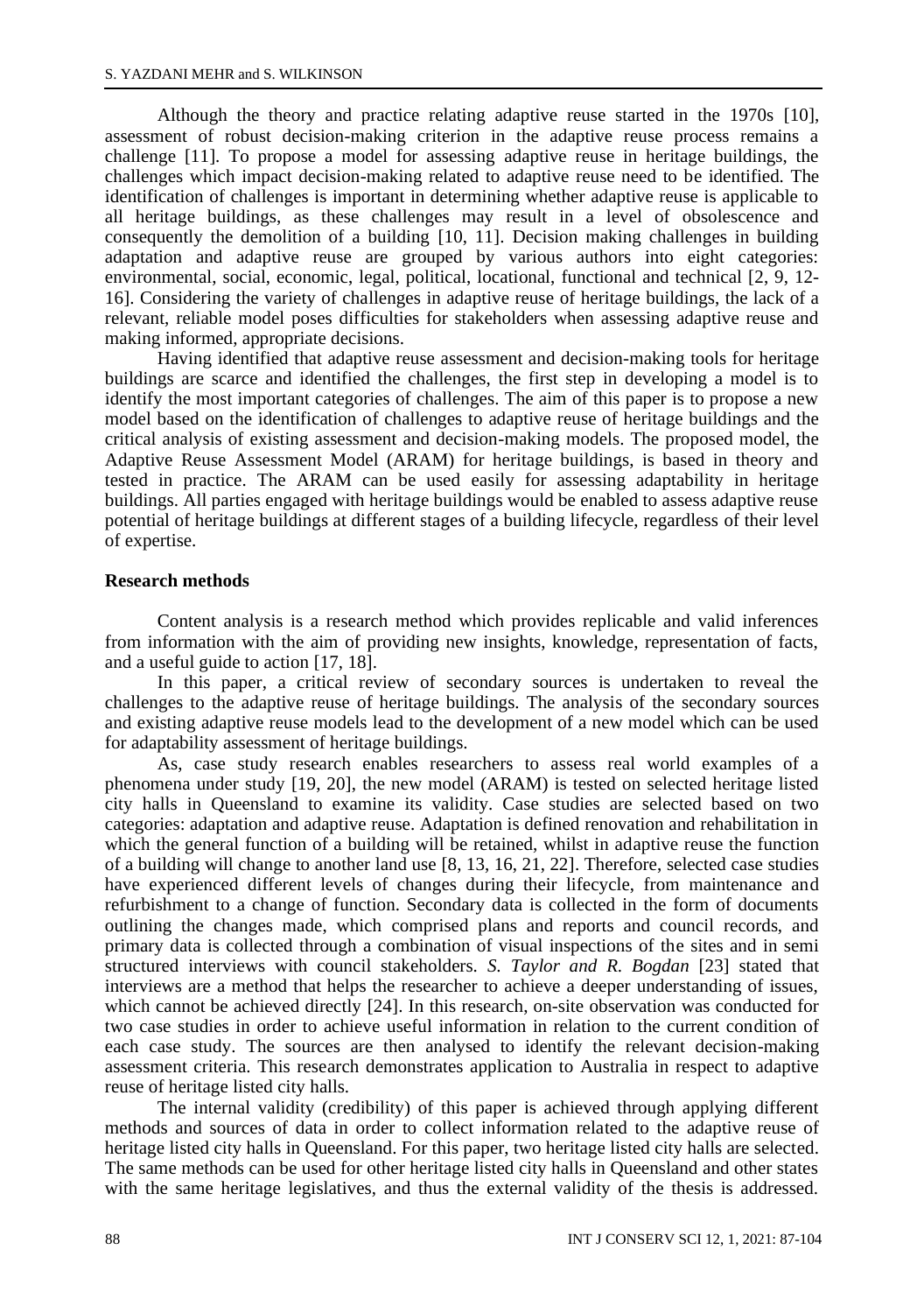Although the theory and practice relating adaptive reuse started in the 1970s [10], assessment of robust decision-making criterion in the adaptive reuse process remains a challenge [11]. To propose a model for assessing adaptive reuse in heritage buildings, the challenges which impact decision-making related to adaptive reuse need to be identified. The identification of challenges is important in determining whether adaptive reuse is applicable to all heritage buildings, as these challenges may result in a level of obsolescence and consequently the demolition of a building [10, 11]. Decision making challenges in building adaptation and adaptive reuse are grouped by various authors into eight categories: environmental, social, economic, legal, political, locational, functional and technical [2, 9, 12-16]. Considering the variety of challenges in adaptive reuse of heritage buildings, the lack of a relevant, reliable model poses difficulties for stakeholders when assessing adaptive reuse and making informed, appropriate decisions.

Having identified that adaptive reuse assessment and decision-making tools for heritage buildings are scarce and identified the challenges, the first step in developing a model is to identify the most important categories of challenges. The aim of this paper is to propose a new model based on the identification of challenges to adaptive reuse of heritage buildings and the critical analysis of existing assessment and decision-making models. The proposed model, the Adaptive Reuse Assessment Model (ARAM) for heritage buildings, is based in theory and tested in practice. The ARAM can be used easily for assessing adaptability in heritage buildings. All parties engaged with heritage buildings would be enabled to assess adaptive reuse potential of heritage buildings at different stages of a building lifecycle, regardless of their level of expertise.

## Research methods

Content analysis is a research method which provides replicable and valid inferences from information with the aim of providing new insights, knowledge, representation of facts, and a useful guide to action [17, 18].

In this paper, a critical review of secondary sources is undertaken to reveal the challenges to the adaptive reuse of heritage buildings. The analysis of the secondary sources and existing adaptive reuse models lead to the development of a new model which can be used for adaptability assessment of heritage buildings.

As, case study research enables researchers to assess real world examples of a phenomena under study [19, 20], the new model (ARAM) is tested on selected heritage listed city halls in Queensland to examine its validity. Case studies are selected based on two categories: adaptation and adaptive reuse. Adaptation is defined renovation and rehabilitation in which the general function of a building will be retained, whilst in adaptive reuse the function of a building will change to another land use [8, 13, 16, 21, 22]. Therefore, selected case studies have experienced different levels of changes during their lifecycle, from maintenance and refurbishment to a change of function. Secondary data is collected in the form of documents outlining the changes made, which comprised plans and reports and council records, and primary data is collected through a combination of visual inspections of the sites and in semi structured interviews with council stakeholders. *S. Taylor and R. Bogdan* [23] stated that interviews are a method that helps the researcher to achieve a deeper understanding of issues, which cannot be achieved directly [24]. In this research, on-site observation was conducted for two case studies in order to achieve useful information in relation to the current condition of each case study. The sources are then analysed to identify the relevant decision-making assessment criteria. This research demonstrates application to Australia in respect to adaptive reuse of heritage listed city halls.

The internal validity (credibility) of this paper is achieved through applying different methods and sources of data in order to collect information related to the adaptive reuse of heritage listed city halls in Queensland. For this paper, two heritage listed city halls are selected. The same methods can be used for other heritage listed city halls in Queensland and other states with the same heritage legislatives, and thus the external validity of the thesis is addressed.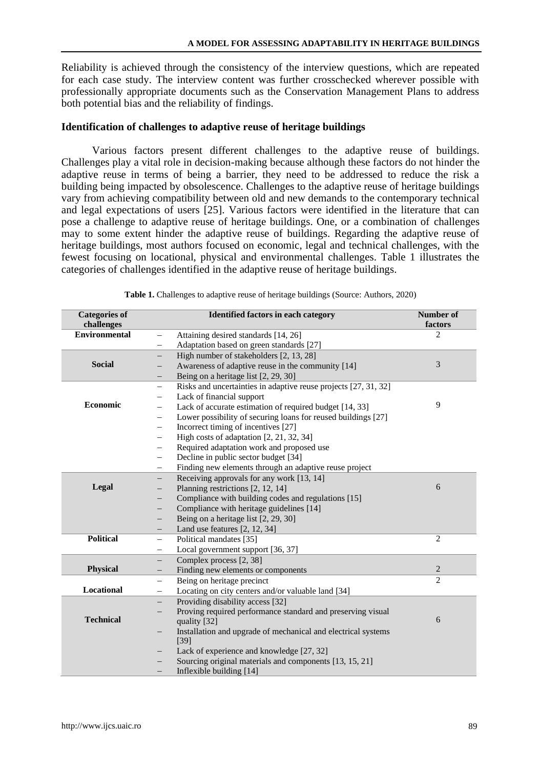Reliability is achieved through the consistency of the interview questions, which are repeated for each case study. The interview content was further crosschecked wherever possible with professionally appropriate documents such as the Conservation Management Plans to address both potential bias and the reliability of findings.

## Identification of challenges to adaptive reuse of heritage buildings

Various factors present different challenges to the adaptive reuse of buildings. Challenges play a vital role in decision-making because although these factors do not hinder the adaptive reuse in terms of being a barrier, they need to be addressed to reduce the risk a building being impacted by obsolescence. Challenges to the adaptive reuse of heritage buildings vary from achieving compatibility between old and new demands to the contemporary technical and legal expectations of users [25]. Various factors were identified in the literature that can pose a challenge to adaptive reuse of heritage buildings. One, or a combination of challenges may to some extent hinder the adaptive reuse of buildings. Regarding the adaptive reuse of heritage buildings, most authors focused on economic, legal and technical challenges, with the fewest focusing on locational, physical and environmental challenges. Table 1 illustrates the categories of challenges identified in the adaptive reuse of heritage buildings.

**Table 1.** Challenges to adaptive reuse of heritage buildings (Source: Authors, 2020)

| Categories of challenges | Identified factors in each category | Number of factors |
|---|---|---|
| **Environmental** | – Attaining desired standards [14, 26]<br>– Adaptation based on green standards [27] | 2 |
| **Social** | – High number of stakeholders [2, 13, 28]<br>– Awareness of adaptive reuse in the community [14]<br>– Being on a heritage list [2, 29, 30] | 3 |
| **Economic** | – Risks and uncertainties in adaptive reuse projects [27, 31, 32]<br>– Lack of financial support<br>– Lack of accurate estimation of required budget [14, 33]<br>– Lower possibility of securing loans for reused buildings [27]<br>– Incorrect timing of incentives [27]<br>– High costs of adaptation [2, 21, 32, 34]<br>– Required adaptation work and proposed use<br>– Decline in public sector budget [34]<br>– Finding new elements through an adaptive reuse project | 9 |
| **Legal** | – Receiving approvals for any work [13, 14]<br>– Planning restrictions [2, 12, 14]<br>– Compliance with building codes and regulations [15]<br>– Compliance with heritage guidelines [14]<br>– Being on a heritage list [2, 29, 30]<br>– Land use features [2, 12, 34] | 6 |
| **Political** | – Political mandates [35]<br>– Local government support [36, 37] | 2 |
| **Physical** | – Complex process [2, 38]<br>– Finding new elements or components | 2 |
| **Locational** | – Being on heritage precinct<br>– Locating on city centers and/or valuable land [34] | 2 |
| **Technical** | – Providing disability access [32]<br>– Proving required performance standard and preserving visual quality [32]<br>– Installation and upgrade of mechanical and electrical systems [39]<br>– Lack of experience and knowledge [27, 32]<br>– Sourcing original materials and components [13, 15, 21]<br>– Inflexible building [14] | 6 |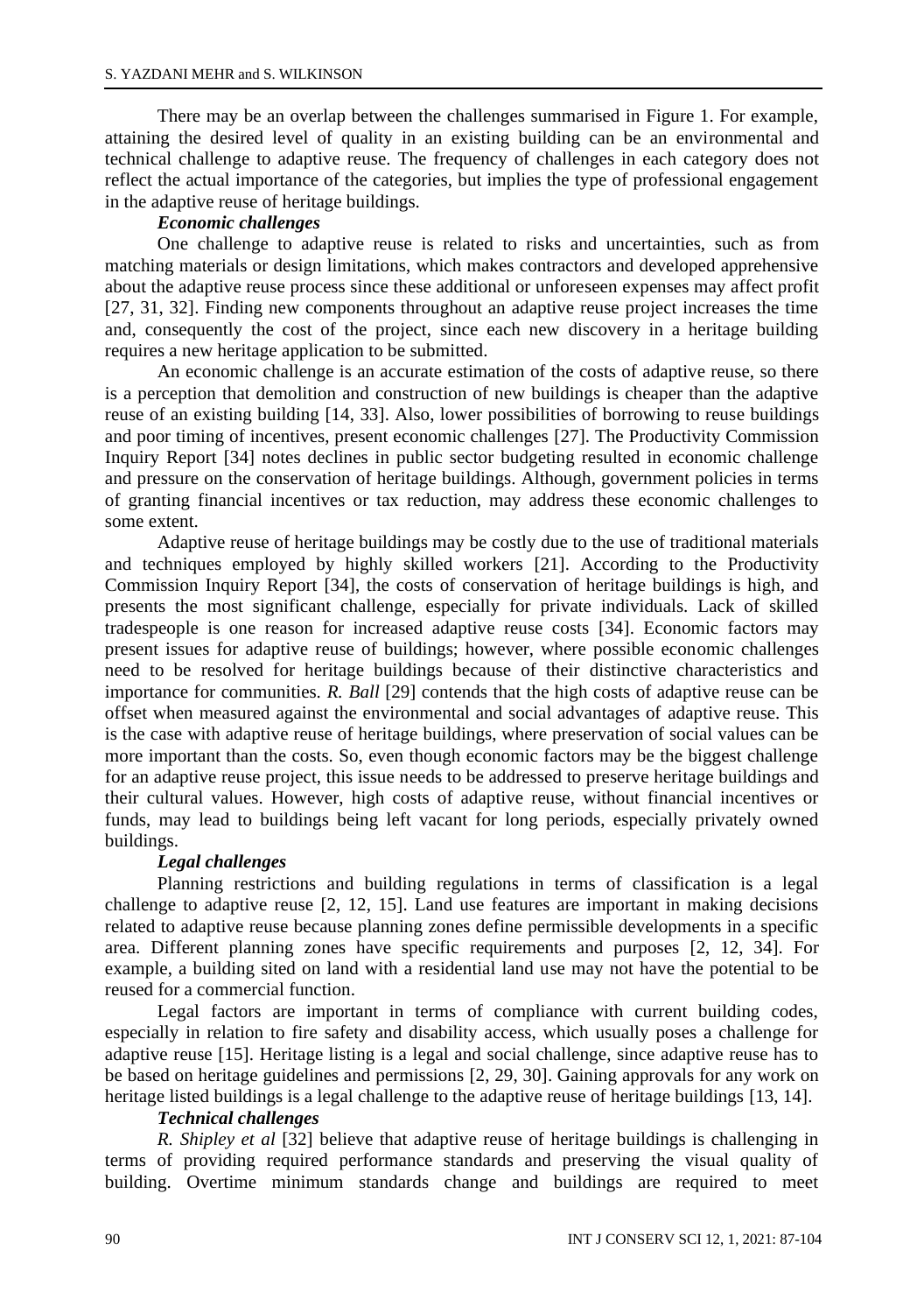There may be an overlap between the challenges summarised in Figure 1. For example, attaining the desired level of quality in an existing building can be an environmental and technical challenge to adaptive reuse. The frequency of challenges in each category does not reflect the actual importance of the categories, but implies the type of professional engagement in the adaptive reuse of heritage buildings.

### *Economic challenges*

One challenge to adaptive reuse is related to risks and uncertainties, such as from matching materials or design limitations, which makes contractors and developed apprehensive about the adaptive reuse process since these additional or unforeseen expenses may affect profit [27, 31, 32]. Finding new components throughout an adaptive reuse project increases the time and, consequently the cost of the project, since each new discovery in a heritage building requires a new heritage application to be submitted.

An economic challenge is an accurate estimation of the costs of adaptive reuse, so there is a perception that demolition and construction of new buildings is cheaper than the adaptive reuse of an existing building [14, 33]. Also, lower possibilities of borrowing to reuse buildings and poor timing of incentives, present economic challenges [27]. The Productivity Commission Inquiry Report [34] notes declines in public sector budgeting resulted in economic challenge and pressure on the conservation of heritage buildings. Although, government policies in terms of granting financial incentives or tax reduction, may address these economic challenges to some extent.

Adaptive reuse of heritage buildings may be costly due to the use of traditional materials and techniques employed by highly skilled workers [21]. According to the Productivity Commission Inquiry Report [34], the costs of conservation of heritage buildings is high, and presents the most significant challenge, especially for private individuals. Lack of skilled tradespeople is one reason for increased adaptive reuse costs [34]. Economic factors may present issues for adaptive reuse of buildings; however, where possible economic challenges need to be resolved for heritage buildings because of their distinctive characteristics and importance for communities. *R. Ball* [29] contends that the high costs of adaptive reuse can be offset when measured against the environmental and social advantages of adaptive reuse. This is the case with adaptive reuse of heritage buildings, where preservation of social values can be more important than the costs. So, even though economic factors may be the biggest challenge for an adaptive reuse project, this issue needs to be addressed to preserve heritage buildings and their cultural values. However, high costs of adaptive reuse, without financial incentives or funds, may lead to buildings being left vacant for long periods, especially privately owned buildings.

### *Legal challenges*

Planning restrictions and building regulations in terms of classification is a legal challenge to adaptive reuse [2, 12, 15]. Land use features are important in making decisions related to adaptive reuse because planning zones define permissible developments in a specific area. Different planning zones have specific requirements and purposes [2, 12, 34]. For example, a building sited on land with a residential land use may not have the potential to be reused for a commercial function.

Legal factors are important in terms of compliance with current building codes, especially in relation to fire safety and disability access, which usually poses a challenge for adaptive reuse [15]. Heritage listing is a legal and social challenge, since adaptive reuse has to be based on heritage guidelines and permissions [2, 29, 30]. Gaining approvals for any work on heritage listed buildings is a legal challenge to the adaptive reuse of heritage buildings [13, 14].

### *Technical challenges*

*R. Shipley et al* [32] believe that adaptive reuse of heritage buildings is challenging in terms of providing required performance standards and preserving the visual quality of building. Overtime minimum standards change and buildings are required to meet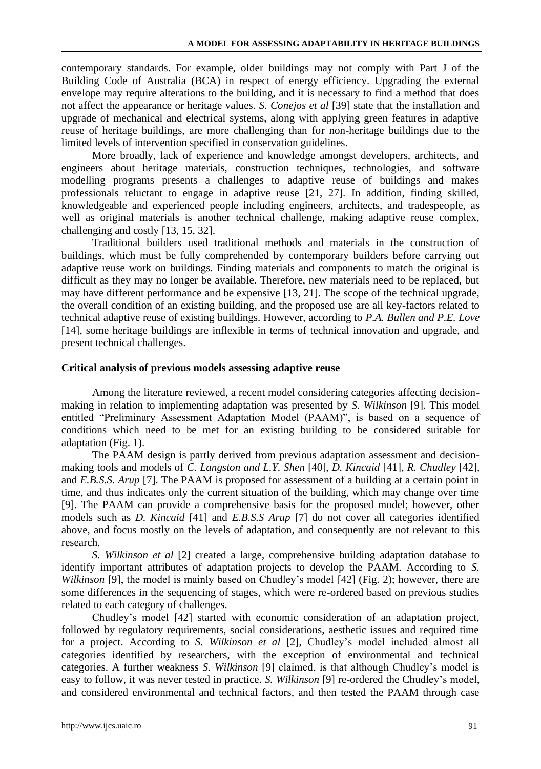contemporary standards. For example, older buildings may not comply with Part J of the Building Code of Australia (BCA) in respect of energy efficiency. Upgrading the external envelope may require alterations to the building, and it is necessary to find a method that does not affect the appearance or heritage values. *S. Conejos et al* [39] state that the installation and upgrade of mechanical and electrical systems, along with applying green features in adaptive reuse of heritage buildings, are more challenging than for non-heritage buildings due to the limited levels of intervention specified in conservation guidelines.

More broadly, lack of experience and knowledge amongst developers, architects, and engineers about heritage materials, construction techniques, technologies, and software modelling programs presents a challenges to adaptive reuse of buildings and makes professionals reluctant to engage in adaptive reuse [21, 27]. In addition, finding skilled, knowledgeable and experienced people including engineers, architects, and tradespeople, as well as original materials is another technical challenge, making adaptive reuse complex, challenging and costly [13, 15, 32].

Traditional builders used traditional methods and materials in the construction of buildings, which must be fully comprehended by contemporary builders before carrying out adaptive reuse work on buildings. Finding materials and components to match the original is difficult as they may no longer be available. Therefore, new materials need to be replaced, but may have different performance and be expensive [13, 21]. The scope of the technical upgrade, the overall condition of an existing building, and the proposed use are all key-factors related to technical adaptive reuse of existing buildings. However, according to *P.A. Bullen and P.E. Love* [14], some heritage buildings are inflexible in terms of technical innovation and upgrade, and present technical challenges.

## Critical analysis of previous models assessing adaptive reuse

Among the literature reviewed, a recent model considering categories affecting decision-making in relation to implementing adaptation was presented by *S. Wilkinson* [9]. This model entitled "Preliminary Assessment Adaptation Model (PAAM)", is based on a sequence of conditions which need to be met for an existing building to be considered suitable for adaptation (Fig. 1).

The PAAM design is partly derived from previous adaptation assessment and decision-making tools and models of *C. Langston and L.Y. Shen* [40], *D. Kincaid* [41], *R. Chudley* [42], and *E.B.S.S. Arup* [7]. The PAAM is proposed for assessment of a building at a certain point in time, and thus indicates only the current situation of the building, which may change over time [9]. The PAAM can provide a comprehensive basis for the proposed model; however, other models such as *D. Kincaid* [41] and *E.B.S.S Arup* [7] do not cover all categories identified above, and focus mostly on the levels of adaptation, and consequently are not relevant to this research.

*S. Wilkinson et al* [2] created a large, comprehensive building adaptation database to identify important attributes of adaptation projects to develop the PAAM. According to *S. Wilkinson* [9], the model is mainly based on Chudley's model [42] (Fig. 2); however, there are some differences in the sequencing of stages, which were re-ordered based on previous studies related to each category of challenges.

Chudley's model [42] started with economic consideration of an adaptation project, followed by regulatory requirements, social considerations, aesthetic issues and required time for a project. According to *S. Wilkinson et al* [2], Chudley's model included almost all categories identified by researchers, with the exception of environmental and technical categories. A further weakness *S. Wilkinson* [9] claimed, is that although Chudley's model is easy to follow, it was never tested in practice. *S. Wilkinson* [9] re-ordered the Chudley's model, and considered environmental and technical factors, and then tested the PAAM through case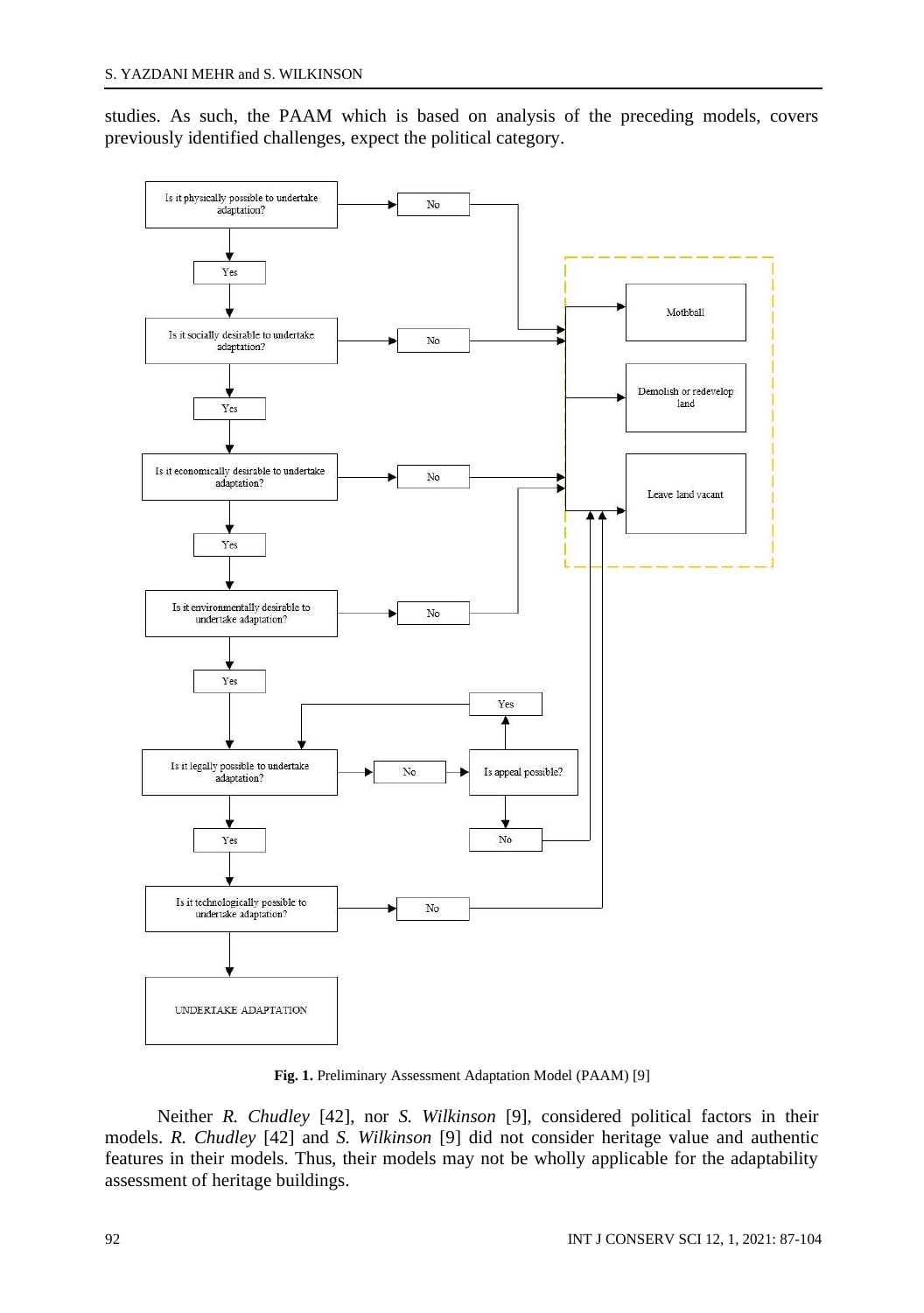studies. As such, the PAAM which is based on analysis of the preceding models, covers previously identified challenges, expect the political category.

**Fig. 1.** Preliminary Assessment Adaptation Model (PAAM) [9]

Neither *R. Chudley* [42], nor *S. Wilkinson* [9], considered political factors in their models. *R. Chudley* [42] and *S. Wilkinson* [9] did not consider heritage value and authentic features in their models. Thus, their models may not be wholly applicable for the adaptability assessment of heritage buildings.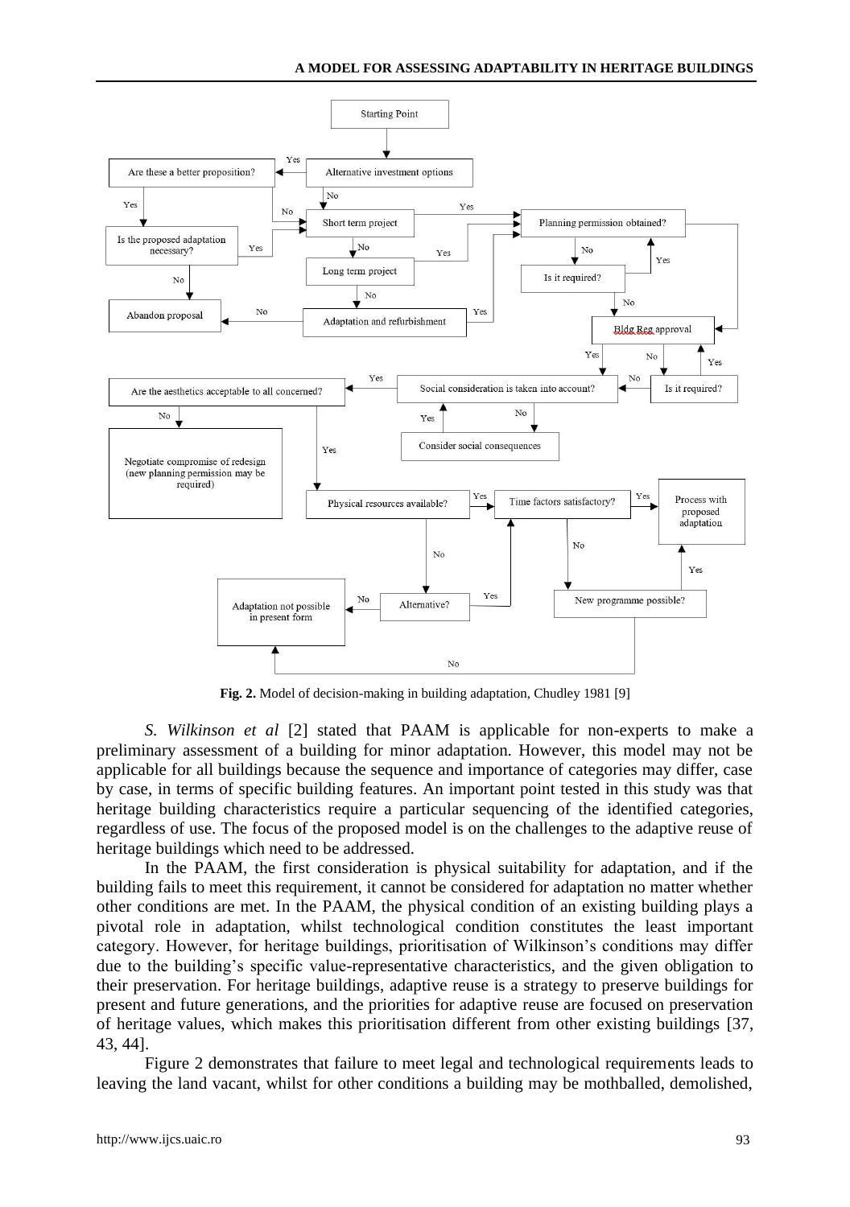**Fig. 2.** Model of decision-making in building adaptation, Chudley 1981 [9]

*S. Wilkinson et al* [2] stated that PAAM is applicable for non-experts to make a preliminary assessment of a building for minor adaptation. However, this model may not be applicable for all buildings because the sequence and importance of categories may differ, case by case, in terms of specific building features. An important point tested in this study was that heritage building characteristics require a particular sequencing of the identified categories, regardless of use. The focus of the proposed model is on the challenges to the adaptive reuse of heritage buildings which need to be addressed.

In the PAAM, the first consideration is physical suitability for adaptation, and if the building fails to meet this requirement, it cannot be considered for adaptation no matter whether other conditions are met. In the PAAM, the physical condition of an existing building plays a pivotal role in adaptation, whilst technological condition constitutes the least important category. However, for heritage buildings, prioritisation of Wilkinson's conditions may differ due to the building's specific value-representative characteristics, and the given obligation to their preservation. For heritage buildings, adaptive reuse is a strategy to preserve buildings for present and future generations, and the priorities for adaptive reuse are focused on preservation of heritage values, which makes this prioritisation different from other existing buildings [37, 43, 44].

Figure 2 demonstrates that failure to meet legal and technological requirements leads to leaving the land vacant, whilst for other conditions a building may be mothballed, demolished,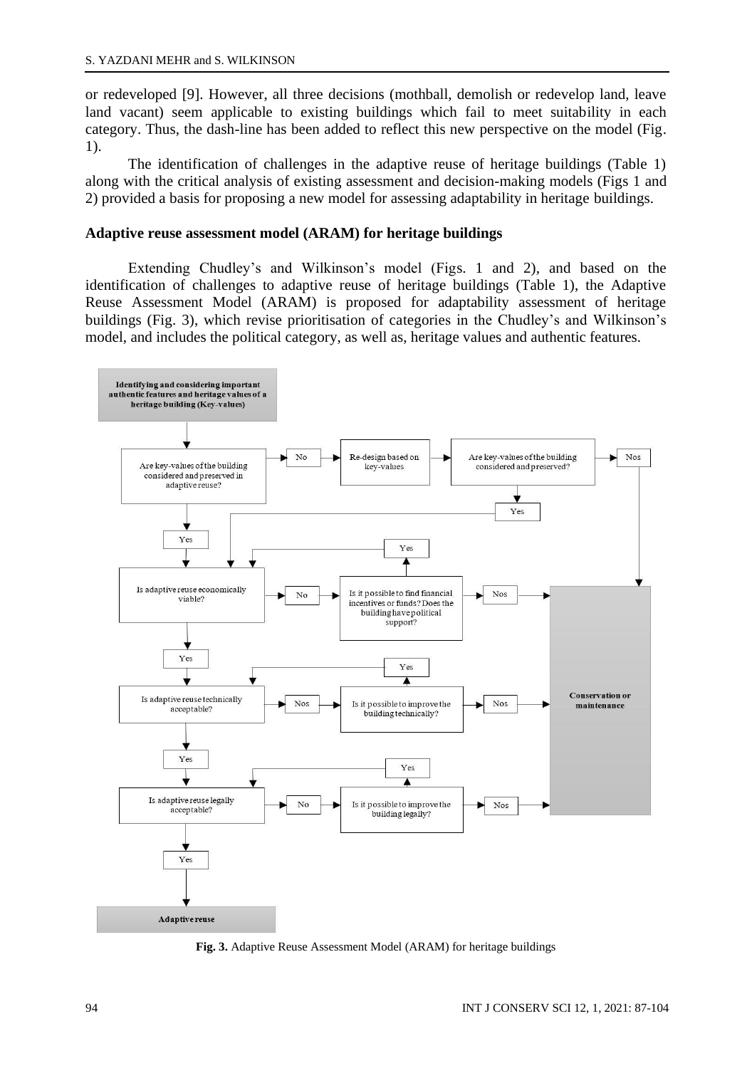or redeveloped [9]. However, all three decisions (mothball, demolish or redevelop land, leave land vacant) seem applicable to existing buildings which fail to meet suitability in each category. Thus, the dash-line has been added to reflect this new perspective on the model (Fig. 1).

The identification of challenges in the adaptive reuse of heritage buildings (Table 1) along with the critical analysis of existing assessment and decision-making models (Figs 1 and 2) provided a basis for proposing a new model for assessing adaptability in heritage buildings.

## Adaptive reuse assessment model (ARAM) for heritage buildings

Extending Chudley's and Wilkinson's model (Figs. 1 and 2), and based on the identification of challenges to adaptive reuse of heritage buildings (Table 1), the Adaptive Reuse Assessment Model (ARAM) is proposed for adaptability assessment of heritage buildings (Fig. 3), which revise prioritisation of categories in the Chudley's and Wilkinson's model, and includes the political category, as well as, heritage values and authentic features.

Identifying and considering important authentic features and heritage values of a heritage building (Key-values)

Are key-values of the building considered and preserved in adaptive reuse?

No

Re-design based on key-values

Are key-values of the building considered and preserved?

Nos

Yes

Yes

Yes

Is adaptive reuse economically viable?

No

Is it possible to find financial incentives or funds? Does the building have political support?

Nos

Yes

Yes

Is adaptive reuse technically acceptable?

Nos

Is it possible to improve the building technically?

Nos

Conservation or maintenance

Yes

Yes

Is adaptive reuse legally acceptable?

No

Is it possible to improve the building legally?

Nos

Yes

Adaptive reuse

**Fig. 3.** Adaptive Reuse Assessment Model (ARAM) for heritage buildings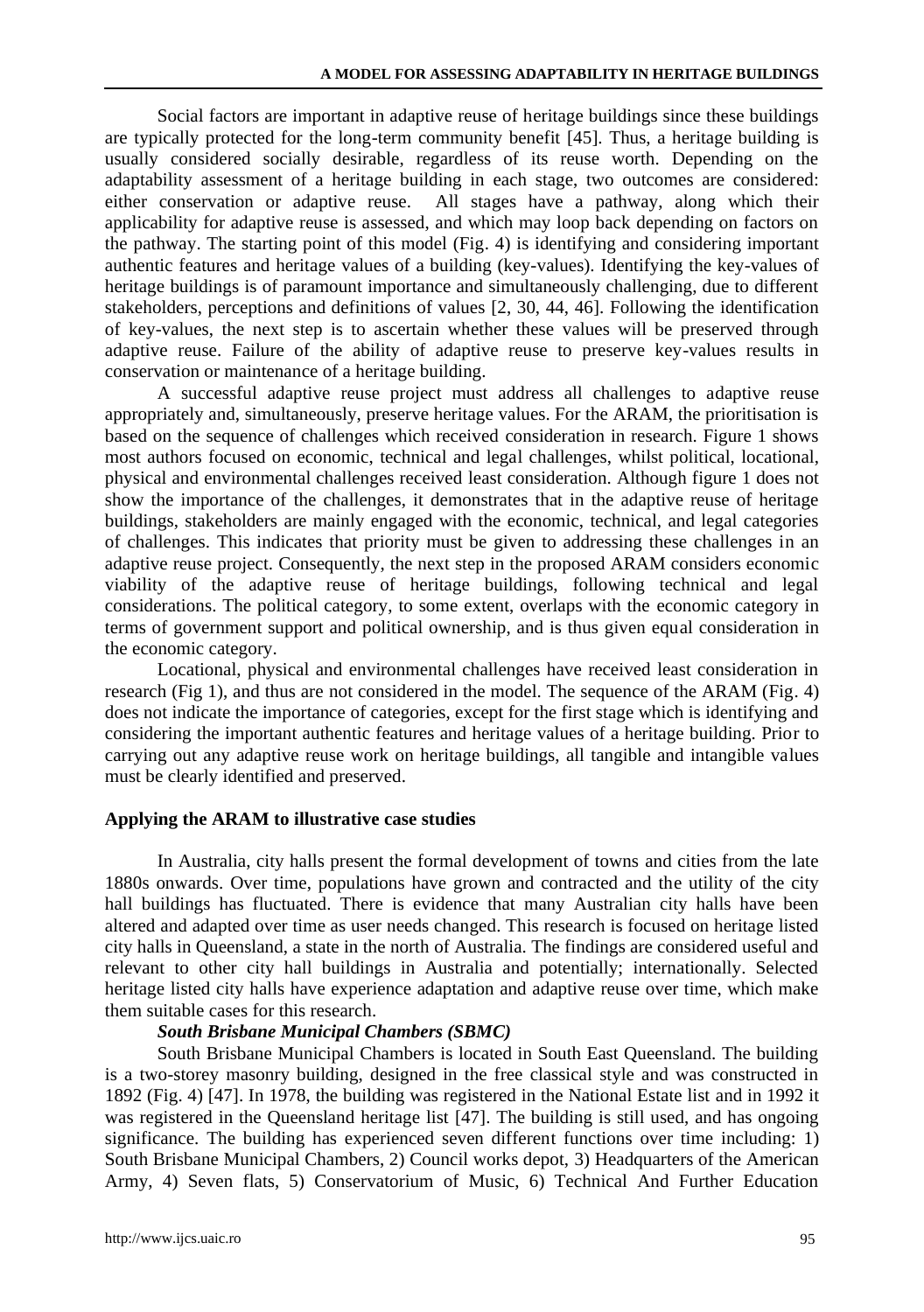Social factors are important in adaptive reuse of heritage buildings since these buildings are typically protected for the long-term community benefit [45]. Thus, a heritage building is usually considered socially desirable, regardless of its reuse worth. Depending on the adaptability assessment of a heritage building in each stage, two outcomes are considered: either conservation or adaptive reuse. All stages have a pathway, along which their applicability for adaptive reuse is assessed, and which may loop back depending on factors on the pathway. The starting point of this model (Fig. 4) is identifying and considering important authentic features and heritage values of a building (key-values). Identifying the key-values of heritage buildings is of paramount importance and simultaneously challenging, due to different stakeholders, perceptions and definitions of values [2, 30, 44, 46]. Following the identification of key-values, the next step is to ascertain whether these values will be preserved through adaptive reuse. Failure of the ability of adaptive reuse to preserve key-values results in conservation or maintenance of a heritage building.

A successful adaptive reuse project must address all challenges to adaptive reuse appropriately and, simultaneously, preserve heritage values. For the ARAM, the prioritisation is based on the sequence of challenges which received consideration in research. Figure 1 shows most authors focused on economic, technical and legal challenges, whilst political, locational, physical and environmental challenges received least consideration. Although figure 1 does not show the importance of the challenges, it demonstrates that in the adaptive reuse of heritage buildings, stakeholders are mainly engaged with the economic, technical, and legal categories of challenges. This indicates that priority must be given to addressing these challenges in an adaptive reuse project. Consequently, the next step in the proposed ARAM considers economic viability of the adaptive reuse of heritage buildings, following technical and legal considerations. The political category, to some extent, overlaps with the economic category in terms of government support and political ownership, and is thus given equal consideration in the economic category.

Locational, physical and environmental challenges have received least consideration in research (Fig 1), and thus are not considered in the model. The sequence of the ARAM (Fig. 4) does not indicate the importance of categories, except for the first stage which is identifying and considering the important authentic features and heritage values of a heritage building. Prior to carrying out any adaptive reuse work on heritage buildings, all tangible and intangible values must be clearly identified and preserved.

## Applying the ARAM to illustrative case studies

In Australia, city halls present the formal development of towns and cities from the late 1880s onwards. Over time, populations have grown and contracted and the utility of the city hall buildings has fluctuated. There is evidence that many Australian city halls have been altered and adapted over time as user needs changed. This research is focused on heritage listed city halls in Queensland, a state in the north of Australia. The findings are considered useful and relevant to other city hall buildings in Australia and potentially; internationally. Selected heritage listed city halls have experience adaptation and adaptive reuse over time, which make them suitable cases for this research.

### *South Brisbane Municipal Chambers (SBMC)*

South Brisbane Municipal Chambers is located in South East Queensland. The building is a two-storey masonry building, designed in the free classical style and was constructed in 1892 (Fig. 4) [47]. In 1978, the building was registered in the National Estate list and in 1992 it was registered in the Queensland heritage list [47]. The building is still used, and has ongoing significance. The building has experienced seven different functions over time including: 1) South Brisbane Municipal Chambers, 2) Council works depot, 3) Headquarters of the American Army, 4) Seven flats, 5) Conservatorium of Music, 6) Technical And Further Education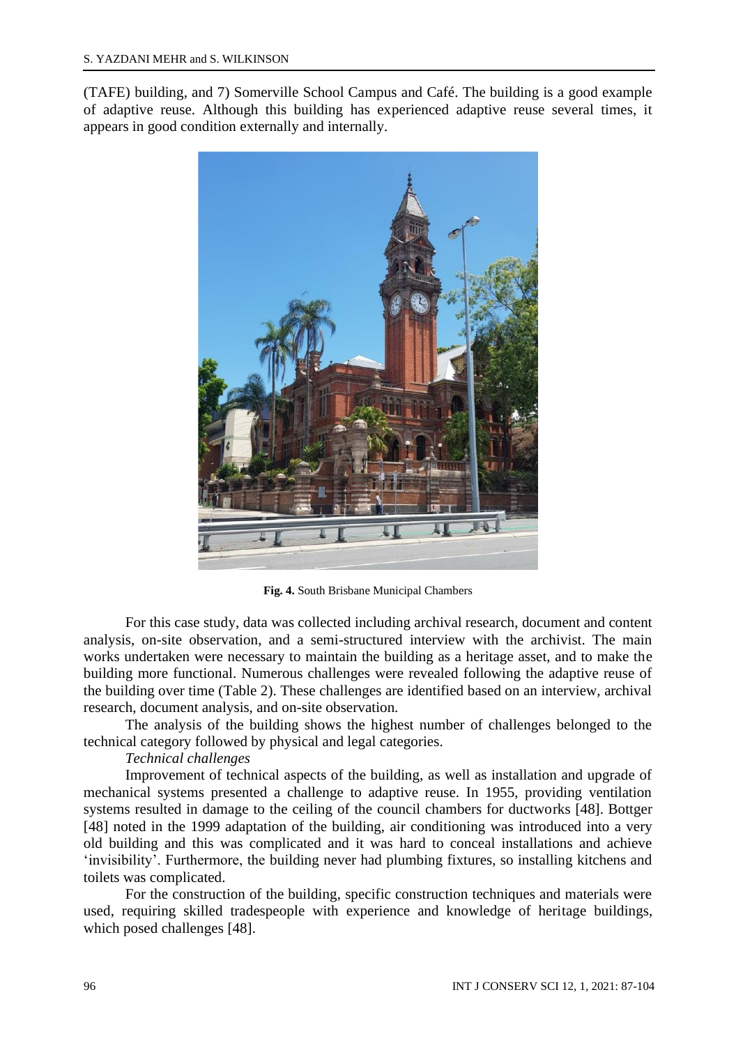(TAFE) building, and 7) Somerville School Campus and Café. The building is a good example of adaptive reuse. Although this building has experienced adaptive reuse several times, it appears in good condition externally and internally.

**Fig. 4.** South Brisbane Municipal Chambers

For this case study, data was collected including archival research, document and content analysis, on-site observation, and a semi-structured interview with the archivist. The main works undertaken were necessary to maintain the building as a heritage asset, and to make the building more functional. Numerous challenges were revealed following the adaptive reuse of the building over time (Table 2). These challenges are identified based on an interview, archival research, document analysis, and on-site observation.

The analysis of the building shows the highest number of challenges belonged to the technical category followed by physical and legal categories.

*Technical challenges*

Improvement of technical aspects of the building, as well as installation and upgrade of mechanical systems presented a challenge to adaptive reuse. In 1955, providing ventilation systems resulted in damage to the ceiling of the council chambers for ductworks [48]. Bottger [48] noted in the 1999 adaptation of the building, air conditioning was introduced into a very old building and this was complicated and it was hard to conceal installations and achieve 'invisibility'. Furthermore, the building never had plumbing fixtures, so installing kitchens and toilets was complicated.

For the construction of the building, specific construction techniques and materials were used, requiring skilled tradespeople with experience and knowledge of heritage buildings, which posed challenges [48].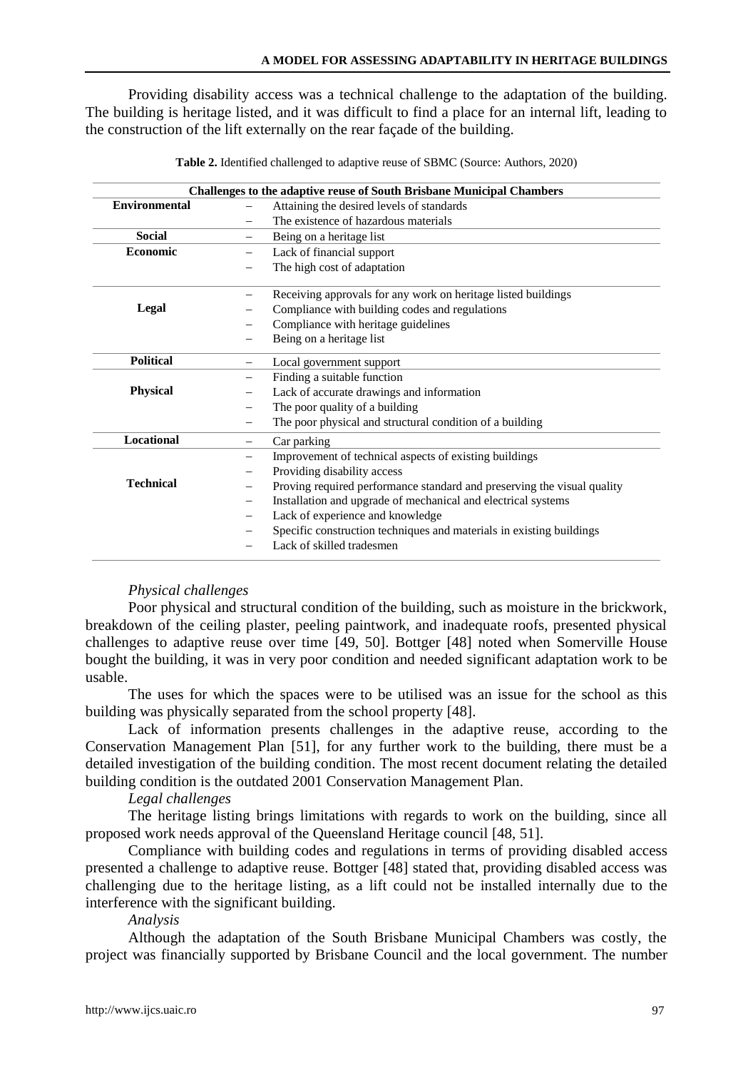Providing disability access was a technical challenge to the adaptation of the building. The building is heritage listed, and it was difficult to find a place for an internal lift, leading to the construction of the lift externally on the rear façade of the building.

**Table 2.** Identified challenged to adaptive reuse of SBMC (Source: Authors, 2020)

| Challenges to the adaptive reuse of South Brisbane Municipal Chambers | |
|---|---|
| **Environmental** | – Attaining the desired levels of standards<br>– The existence of hazardous materials |
| **Social** | – Being on a heritage list |
| **Economic** | – Lack of financial support<br>– The high cost of adaptation |
| **Legal** | – Receiving approvals for any work on heritage listed buildings<br>– Compliance with building codes and regulations<br>– Compliance with heritage guidelines<br>– Being on a heritage list |
| **Political** | – Local government support |
| **Physical** | – Finding a suitable function<br>– Lack of accurate drawings and information<br>– The poor quality of a building<br>– The poor physical and structural condition of a building |
| **Locational** | – Car parking |
| **Technical** | – Improvement of technical aspects of existing buildings<br>– Providing disability access<br>– Proving required performance standard and preserving the visual quality<br>– Installation and upgrade of mechanical and electrical systems<br>– Lack of experience and knowledge<br>– Specific construction techniques and materials in existing buildings<br>– Lack of skilled tradesmen |

*Physical challenges*

Poor physical and structural condition of the building, such as moisture in the brickwork, breakdown of the ceiling plaster, peeling paintwork, and inadequate roofs, presented physical challenges to adaptive reuse over time [49, 50]. Bottger [48] noted when Somerville House bought the building, it was in very poor condition and needed significant adaptation work to be usable.

The uses for which the spaces were to be utilised was an issue for the school as this building was physically separated from the school property [48].

Lack of information presents challenges in the adaptive reuse, according to the Conservation Management Plan [51], for any further work to the building, there must be a detailed investigation of the building condition. The most recent document relating the detailed building condition is the outdated 2001 Conservation Management Plan.

*Legal challenges*

The heritage listing brings limitations with regards to work on the building, since all proposed work needs approval of the Queensland Heritage council [48, 51].

Compliance with building codes and regulations in terms of providing disabled access presented a challenge to adaptive reuse. Bottger [48] stated that, providing disabled access was challenging due to the heritage listing, as a lift could not be installed internally due to the interference with the significant building.

*Analysis*

Although the adaptation of the South Brisbane Municipal Chambers was costly, the project was financially supported by Brisbane Council and the local government. The number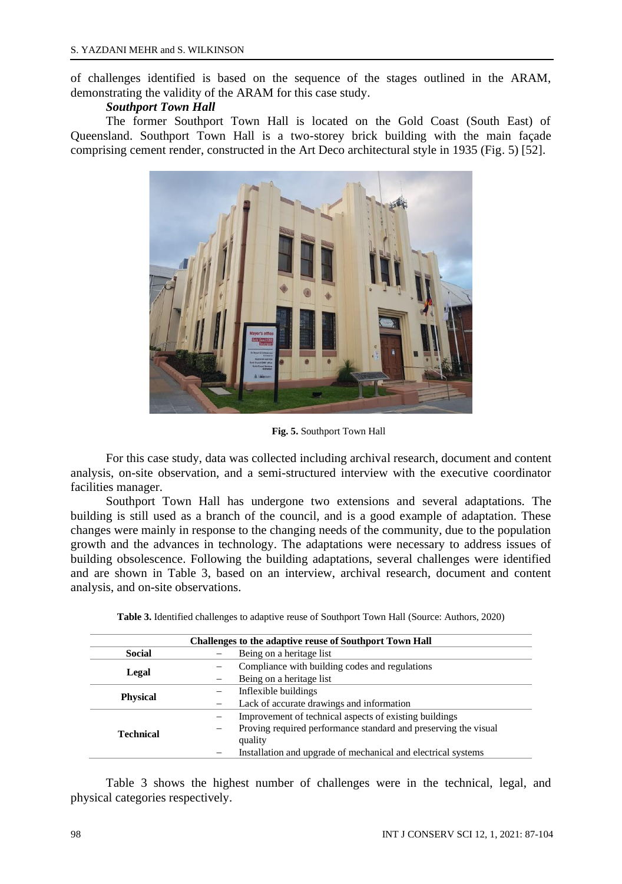of challenges identified is based on the sequence of the stages outlined in the ARAM, demonstrating the validity of the ARAM for this case study.

***Southport Town Hall***

The former Southport Town Hall is located on the Gold Coast (South East) of Queensland. Southport Town Hall is a two-storey brick building with the main façade comprising cement render, constructed in the Art Deco architectural style in 1935 (Fig. 5) [52].

**Fig. 5.** Southport Town Hall

For this case study, data was collected including archival research, document and content analysis, on-site observation, and a semi-structured interview with the executive coordinator facilities manager.

Southport Town Hall has undergone two extensions and several adaptations. The building is still used as a branch of the council, and is a good example of adaptation. These changes were mainly in response to the changing needs of the community, due to the population growth and the advances in technology. The adaptations were necessary to address issues of building obsolescence. Following the building adaptations, several challenges were identified and are shown in Table 3, based on an interview, archival research, document and content analysis, and on-site observations.

**Table 3.** Identified challenges to adaptive reuse of Southport Town Hall (Source: Authors, 2020)

| Challenges to the adaptive reuse of Southport Town Hall | |
|---|---|
| **Social** | – Being on a heritage list |
| **Legal** | – Compliance with building codes and regulations |
| | – Being on a heritage list |
| **Physical** | – Inflexible buildings |
| | – Lack of accurate drawings and information |
| **Technical** | – Improvement of technical aspects of existing buildings |
| | – Proving required performance standard and preserving the visual quality |
| | – Installation and upgrade of mechanical and electrical systems |

Table 3 shows the highest number of challenges were in the technical, legal, and physical categories respectively.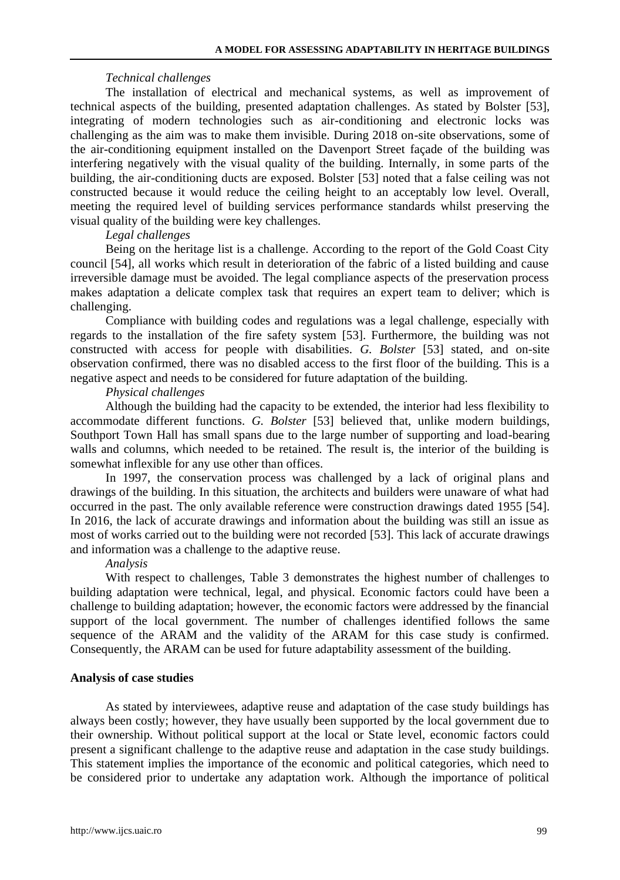*Technical challenges*

The installation of electrical and mechanical systems, as well as improvement of technical aspects of the building, presented adaptation challenges. As stated by Bolster [53], integrating of modern technologies such as air-conditioning and electronic locks was challenging as the aim was to make them invisible. During 2018 on-site observations, some of the air-conditioning equipment installed on the Davenport Street façade of the building was interfering negatively with the visual quality of the building. Internally, in some parts of the building, the air-conditioning ducts are exposed. Bolster [53] noted that a false ceiling was not constructed because it would reduce the ceiling height to an acceptably low level. Overall, meeting the required level of building services performance standards whilst preserving the visual quality of the building were key challenges.

*Legal challenges*

Being on the heritage list is a challenge. According to the report of the Gold Coast City council [54], all works which result in deterioration of the fabric of a listed building and cause irreversible damage must be avoided. The legal compliance aspects of the preservation process makes adaptation a delicate complex task that requires an expert team to deliver; which is challenging.

Compliance with building codes and regulations was a legal challenge, especially with regards to the installation of the fire safety system [53]. Furthermore, the building was not constructed with access for people with disabilities. *G. Bolster* [53] stated, and on-site observation confirmed, there was no disabled access to the first floor of the building. This is a negative aspect and needs to be considered for future adaptation of the building.

*Physical challenges*

Although the building had the capacity to be extended, the interior had less flexibility to accommodate different functions. *G. Bolster* [53] believed that, unlike modern buildings, Southport Town Hall has small spans due to the large number of supporting and load-bearing walls and columns, which needed to be retained. The result is, the interior of the building is somewhat inflexible for any use other than offices.

In 1997, the conservation process was challenged by a lack of original plans and drawings of the building. In this situation, the architects and builders were unaware of what had occurred in the past. The only available reference were construction drawings dated 1955 [54]. In 2016, the lack of accurate drawings and information about the building was still an issue as most of works carried out to the building were not recorded [53]. This lack of accurate drawings and information was a challenge to the adaptive reuse.

*Analysis*

With respect to challenges, Table 3 demonstrates the highest number of challenges to building adaptation were technical, legal, and physical. Economic factors could have been a challenge to building adaptation; however, the economic factors were addressed by the financial support of the local government. The number of challenges identified follows the same sequence of the ARAM and the validity of the ARAM for this case study is confirmed. Consequently, the ARAM can be used for future adaptability assessment of the building.

**Analysis of case studies**

As stated by interviewees, adaptive reuse and adaptation of the case study buildings has always been costly; however, they have usually been supported by the local government due to their ownership. Without political support at the local or State level, economic factors could present a significant challenge to the adaptive reuse and adaptation in the case study buildings. This statement implies the importance of the economic and political categories, which need to be considered prior to undertake any adaptation work. Although the importance of political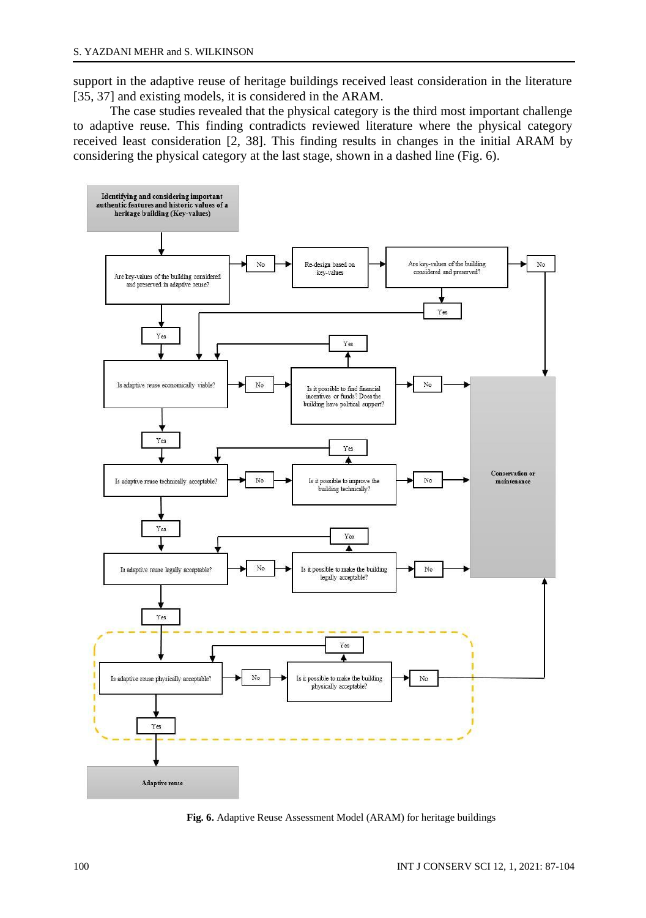support in the adaptive reuse of heritage buildings received least consideration in the literature [35, 37] and existing models, it is considered in the ARAM.

The case studies revealed that the physical category is the third most important challenge to adaptive reuse. This finding contradicts reviewed literature where the physical category received least consideration [2, 38]. This finding results in changes in the initial ARAM by considering the physical category at the last stage, shown in a dashed line (Fig. 6).

**Fig. 6.** Adaptive Reuse Assessment Model (ARAM) for heritage buildings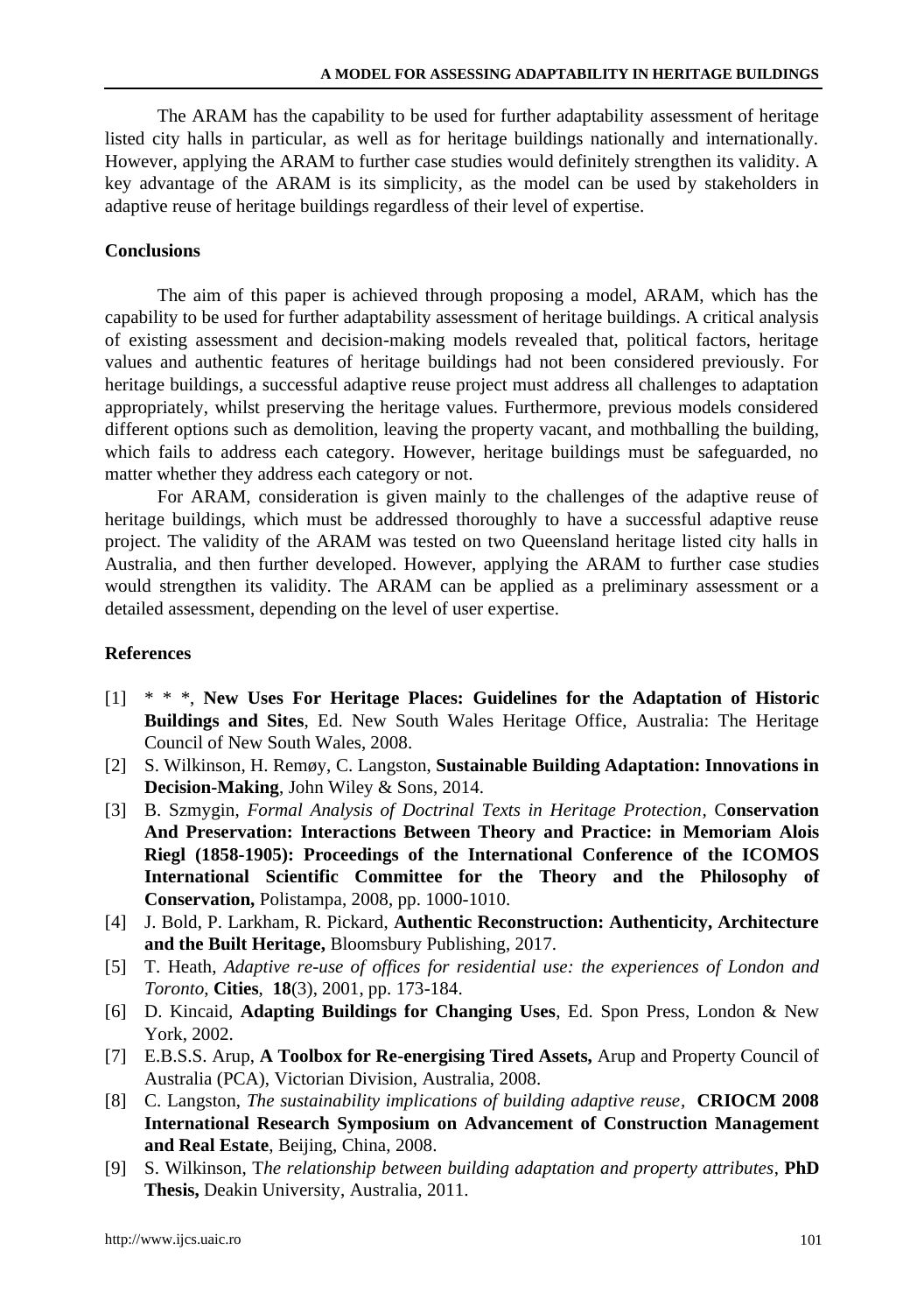The ARAM has the capability to be used for further adaptability assessment of heritage listed city halls in particular, as well as for heritage buildings nationally and internationally. However, applying the ARAM to further case studies would definitely strengthen its validity. A key advantage of the ARAM is its simplicity, as the model can be used by stakeholders in adaptive reuse of heritage buildings regardless of their level of expertise.

## Conclusions

The aim of this paper is achieved through proposing a model, ARAM, which has the capability to be used for further adaptability assessment of heritage buildings. A critical analysis of existing assessment and decision-making models revealed that, political factors, heritage values and authentic features of heritage buildings had not been considered previously. For heritage buildings, a successful adaptive reuse project must address all challenges to adaptation appropriately, whilst preserving the heritage values. Furthermore, previous models considered different options such as demolition, leaving the property vacant, and mothballing the building, which fails to address each category. However, heritage buildings must be safeguarded, no matter whether they address each category or not.

For ARAM, consideration is given mainly to the challenges of the adaptive reuse of heritage buildings, which must be addressed thoroughly to have a successful adaptive reuse project. The validity of the ARAM was tested on two Queensland heritage listed city halls in Australia, and then further developed. However, applying the ARAM to further case studies would strengthen its validity. The ARAM can be applied as a preliminary assessment or a detailed assessment, depending on the level of user expertise.

## References

[1] * * *, **New Uses For Heritage Places: Guidelines for the Adaptation of Historic Buildings and Sites**, Ed. New South Wales Heritage Office, Australia: The Heritage Council of New South Wales, 2008.

[2] S. Wilkinson, H. Remøy, C. Langston, **Sustainable Building Adaptation: Innovations in Decision-Making**, John Wiley & Sons, 2014.

[3] B. Szmygin, *Formal Analysis of Doctrinal Texts in Heritage Protection*, C**onservation And Preservation: Interactions Between Theory and Practice: in Memoriam Alois Riegl (1858-1905): Proceedings of the International Conference of the ICOMOS International Scientific Committee for the Theory and the Philosophy of Conservation,** Polistampa, 2008, pp. 1000-1010.

[4] J. Bold, P. Larkham, R. Pickard, **Authentic Reconstruction: Authenticity, Architecture and the Built Heritage,** Bloomsbury Publishing, 2017.

[5] T. Heath, *Adaptive re-use of offices for residential use: the experiences of London and Toronto*, **Cities**, **18**(3), 2001, pp. 173-184.

[6] D. Kincaid, **Adapting Buildings for Changing Uses**, Ed. Spon Press, London & New York, 2002.

[7] E.B.S.S. Arup, **A Toolbox for Re-energising Tired Assets,** Arup and Property Council of Australia (PCA), Victorian Division, Australia, 2008.

[8] C. Langston, *The sustainability implications of building adaptive reuse*, **CRIOCM 2008 International Research Symposium on Advancement of Construction Management and Real Estate**, Beijing, China, 2008.

[9] S. Wilkinson, T*he relationship between building adaptation and property attributes*, **PhD Thesis,** Deakin University, Australia, 2011.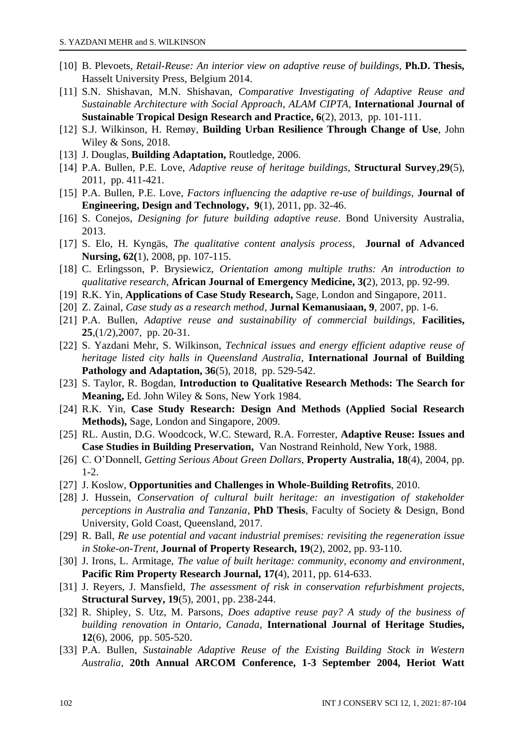[10] B. Plevoets, *Retail-Reuse: An interior view on adaptive reuse of buildings*, **Ph.D. Thesis,** Hasselt University Press, Belgium 2014.

[11] S.N. Shishavan, M.N. Shishavan, *Comparative Investigating of Adaptive Reuse and Sustainable Architecture with Social Approach*, *ALAM CIPTA*, **International Journal of Sustainable Tropical Design Research and Practice, 6**(2), 2013, pp. 101-111.

[12] S.J. Wilkinson, H. Remøy, **Building Urban Resilience Through Change of Use**, John Wiley & Sons, 2018.

[13] J. Douglas, **Building Adaptation,** Routledge, 2006.

[14] P.A. Bullen, P.E. Love, *Adaptive reuse of heritage buildings*, **Structural Survey**,**29**(5), 2011, pp. 411-421.

[15] P.A. Bullen, P.E. Love, *Factors influencing the adaptive re-use of buildings*, **Journal of Engineering, Design and Technology, 9**(1), 2011, pp. 32-46.

[16] S. Conejos, *Designing for future building adaptive reuse*. Bond University Australia, 2013.

[17] S. Elo, H. Kyngäs, *The qualitative content analysis process*, **Journal of Advanced Nursing, 62(**1), 2008, pp. 107-115.

[18] C. Erlingsson, P. Brysiewicz, *Orientation among multiple truths: An introduction to qualitative research*, **African Journal of Emergency Medicine, 3(**2), 2013, pp. 92-99.

[19] R.K. Yin, **Applications of Case Study Research,** Sage, London and Singapore, 2011.

[20] Z. Zainal, *Case study as a research method*, **Jurnal Kemanusiaan, 9**, 2007, pp. 1-6.

[21] P.A. Bullen, *Adaptive reuse and sustainability of commercial buildings*, **Facilities, 25**,(1/2),2007, pp. 20-31.

[22] S. Yazdani Mehr, S. Wilkinson, *Technical issues and energy efficient adaptive reuse of heritage listed city halls in Queensland Australia*, **International Journal of Building Pathology and Adaptation, 36**(5), 2018, pp. 529-542.

[23] S. Taylor, R. Bogdan, **Introduction to Qualitative Research Methods: The Search for Meaning,** Ed. John Wiley & Sons, New York 1984.

[24] R.K. Yin, **Case Study Research: Design And Methods (Applied Social Research Methods),** Sage, London and Singapore, 2009.

[25] RL. Austin, D.G. Woodcock, W.C. Steward, R.A. Forrester, **Adaptive Reuse: Issues and Case Studies in Building Preservation,** Van Nostrand Reinhold, New York, 1988.

[26] C. O'Donnell, *Getting Serious About Green Dollars*, **Property Australia, 18**(4), 2004, pp. 1-2.

[27] J. Koslow, **Opportunities and Challenges in Whole-Building Retrofits**, 2010.

[28] J. Hussein, *Conservation of cultural built heritage: an investigation of stakeholder perceptions in Australia and Tanzania*, **PhD Thesis**, Faculty of Society & Design, Bond University, Gold Coast, Queensland, 2017.

[29] R. Ball, *Re use potential and vacant industrial premises: revisiting the regeneration issue in Stoke-on-Trent*, **Journal of Property Research, 19**(2), 2002, pp. 93-110.

[30] J. Irons, L. Armitage, *The value of built heritage: community, economy and environment*, **Pacific Rim Property Research Journal, 17(**4), 2011, pp. 614-633.

[31] J. Reyers, J. Mansfield, *The assessment of risk in conservation refurbishment projects*, **Structural Survey, 19**(5), 2001, pp. 238-244.

[32] R. Shipley, S. Utz, M. Parsons, *Does adaptive reuse pay? A study of the business of building renovation in Ontario, Canada*, **International Journal of Heritage Studies, 12**(6), 2006, pp. 505-520.

[33] P.A. Bullen, *Sustainable Adaptive Reuse of the Existing Building Stock in Western Australia*, **20th Annual ARCOM Conference, 1-3 September 2004, Heriot Watt**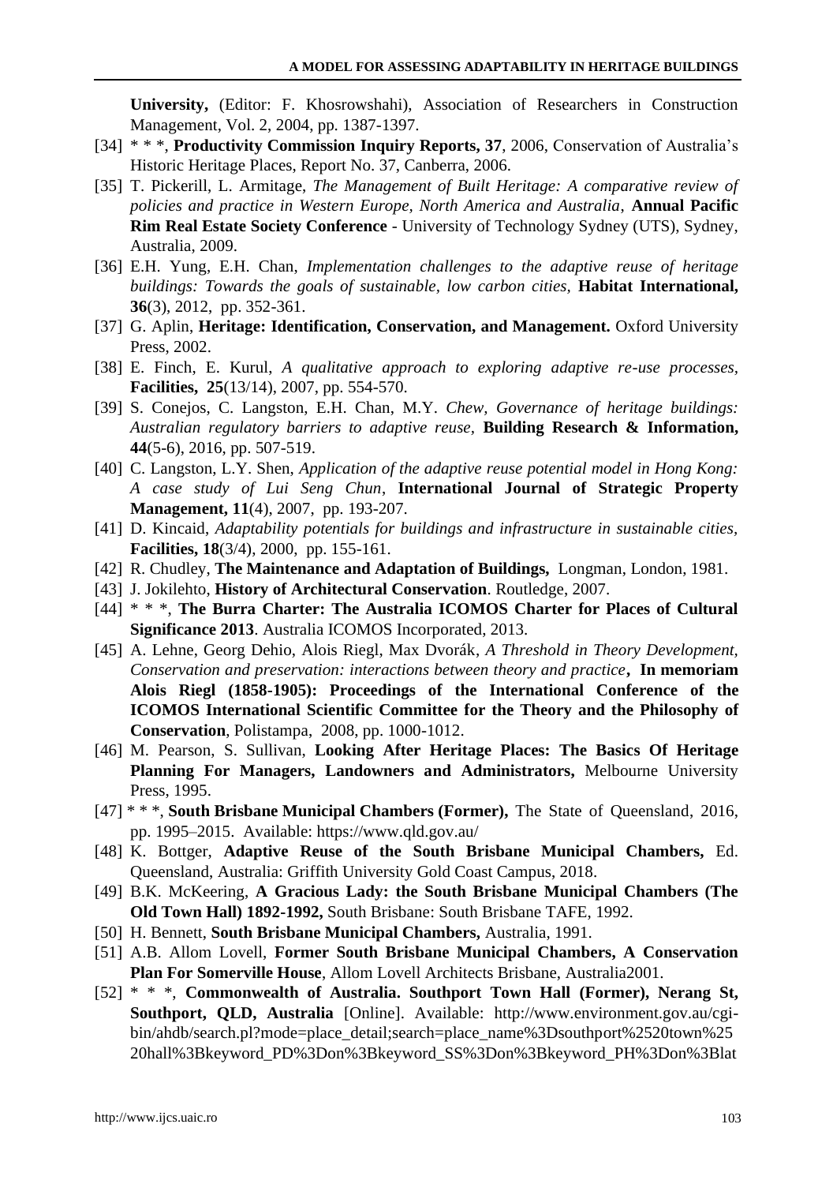**University,** (Editor: F. Khosrowshahi), Association of Researchers in Construction Management, Vol. 2, 2004, pp. 1387-1397.

[34] * * *, **Productivity Commission Inquiry Reports, 37**, 2006, Conservation of Australia's Historic Heritage Places, Report No. 37, Canberra, 2006.

[35] T. Pickerill, L. Armitage, *The Management of Built Heritage: A comparative review of policies and practice in Western Europe, North America and Australia*, **Annual Pacific Rim Real Estate Society Conference** - University of Technology Sydney (UTS), Sydney, Australia, 2009.

[36] E.H. Yung, E.H. Chan, *Implementation challenges to the adaptive reuse of heritage buildings: Towards the goals of sustainable, low carbon cities,* **Habitat International, 36**(3), 2012, pp. 352-361.

[37] G. Aplin, **Heritage: Identification, Conservation, and Management.** Oxford University Press, 2002.

[38] E. Finch, E. Kurul, *A qualitative approach to exploring adaptive re-use processes,* **Facilities, 25**(13/14), 2007, pp. 554-570.

[39] S. Conejos, C. Langston, E.H. Chan, M.Y. *Chew, Governance of heritage buildings: Australian regulatory barriers to adaptive reuse,* **Building Research & Information, 44**(5-6), 2016, pp. 507-519.

[40] C. Langston, L.Y. Shen, *Application of the adaptive reuse potential model in Hong Kong: A case study of Lui Seng Chun*, **International Journal of Strategic Property Management, 11**(4), 2007, pp. 193-207.

[41] D. Kincaid, *Adaptability potentials for buildings and infrastructure in sustainable cities,* **Facilities, 18**(3/4), 2000, pp. 155-161.

[42] R. Chudley, **The Maintenance and Adaptation of Buildings,** Longman, London, 1981.

[43] J. Jokilehto, **History of Architectural Conservation**. Routledge, 2007.

[44] * * *, **The Burra Charter: The Australia ICOMOS Charter for Places of Cultural Significance 2013**. Australia ICOMOS Incorporated, 2013.

[45] A. Lehne, Georg Dehio, Alois Riegl, Max Dvorák, *A Threshold in Theory Development, Conservation and preservation: interactions between theory and practice*, **In memoriam Alois Riegl (1858-1905): Proceedings of the International Conference of the ICOMOS International Scientific Committee for the Theory and the Philosophy of Conservation**, Polistampa, 2008, pp. 1000-1012.

[46] M. Pearson, S. Sullivan, **Looking After Heritage Places: The Basics Of Heritage Planning For Managers, Landowners and Administrators,** Melbourne University Press, 1995.

[47] * * *, **South Brisbane Municipal Chambers (Former),** The State of Queensland, 2016, pp. 1995–2015. Available: https://www.qld.gov.au/

[48] K. Bottger, **Adaptive Reuse of the South Brisbane Municipal Chambers,** Ed. Queensland, Australia: Griffith University Gold Coast Campus, 2018.

[49] B.K. McKeering, **A Gracious Lady: the South Brisbane Municipal Chambers (The Old Town Hall) 1892-1992,** South Brisbane: South Brisbane TAFE, 1992.

[50] H. Bennett, **South Brisbane Municipal Chambers,** Australia, 1991.

[51] A.B. Allom Lovell, **Former South Brisbane Municipal Chambers, A Conservation Plan For Somerville House**, Allom Lovell Architects Brisbane, Australia2001.

[52] * * *, **Commonwealth of Australia. Southport Town Hall (Former), Nerang St, Southport, QLD, Australia** [Online]. Available: http://www.environment.gov.au/cgi-bin/ahdb/search.pl?mode=place_detail;search=place_name%3Dsouthport%2520town%2520hall%3Bkeyword_PD%3Don%3Bkeyword_SS%3Don%3Bkeyword_PH%3Don%3Blat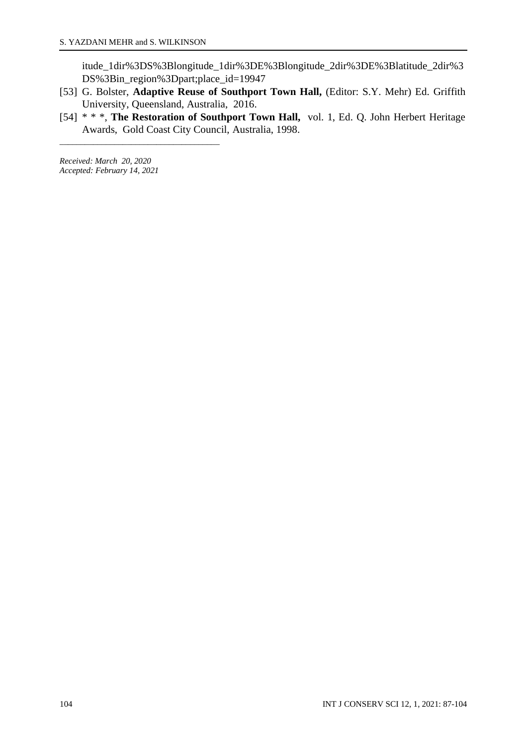itude_1dir%3DS%3Blongitude_1dir%3DE%3Blongitude_2dir%3DE%3Blatitude_2dir%3DS%3Bin_region%3Dpart;place_id=19947

[53] G. Bolster, **Adaptive Reuse of Southport Town Hall,** (Editor: S.Y. Mehr) Ed. Griffith University, Queensland, Australia, 2016.

[54] * * *, **The Restoration of Southport Town Hall,** vol. 1, Ed. Q. John Herbert Heritage Awards, Gold Coast City Council, Australia, 1998.

---

*Received: March 20, 2020*
*Accepted: February 14, 2021*